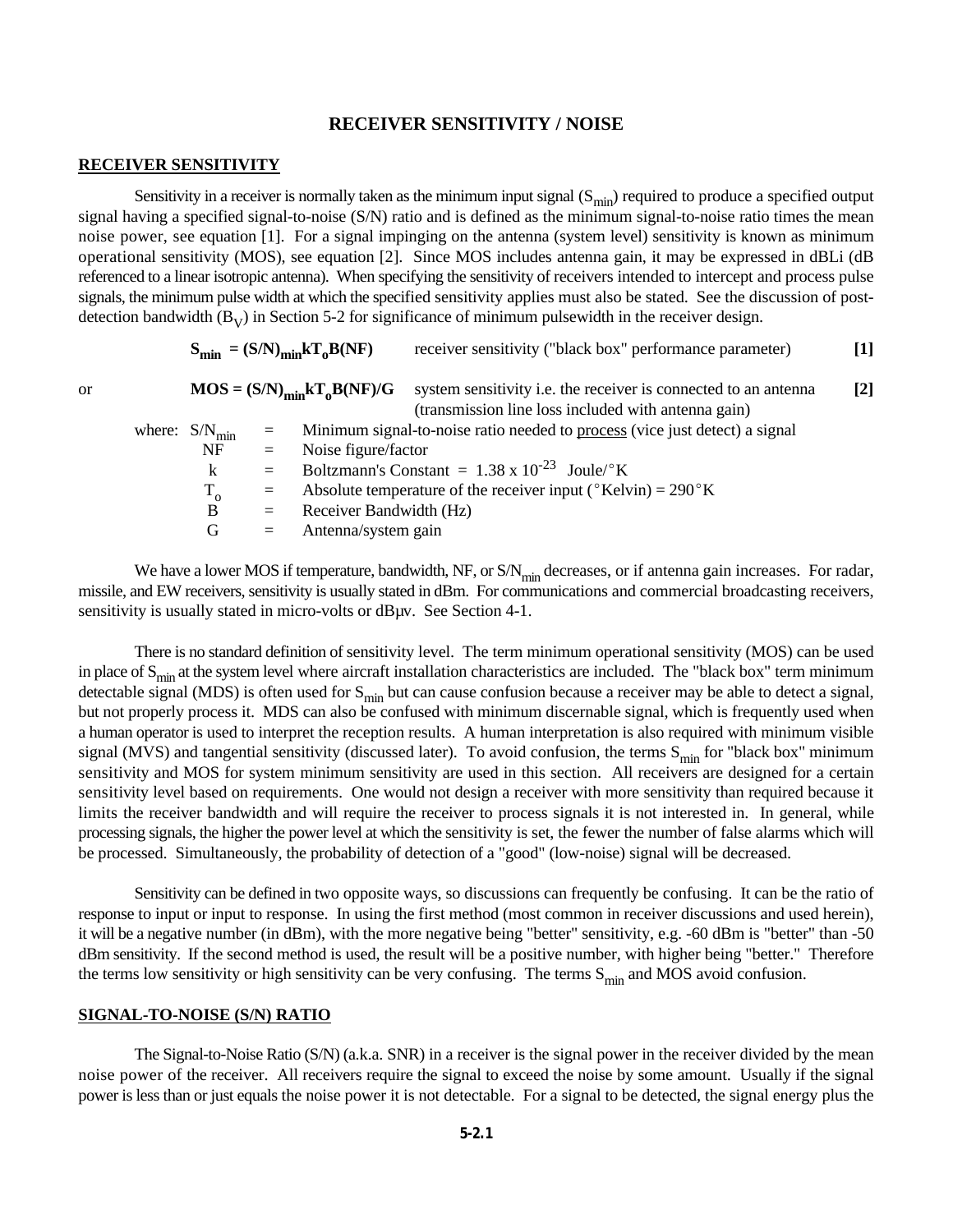# RECEIVER SENSITIVITY / NOISE

## RECEIVER SENSITIVITY

Sensitivity in a receiver is normally taken as the minimum input signal ($S_{min}$) required to produce a specified output signal having a specified signal-to-noise (S/N) ratio and is defined as the minimum signal-to-noise ratio times the mean noise power, see equation [1]. For a signal impinging on the antenna (system level) sensitivity is known as minimum operational sensitivity (MOS), see equation [2]. Since MOS includes antenna gain, it may be expressed in dBLi (dB referenced to a linear isotropic antenna). When specifying the sensitivity of receivers intended to intercept and process pulse signals, the minimum pulse width at which the specified sensitivity applies must also be stated. See the discussion of post-detection bandwidth ($B_V$) in Section 5-2 for significance of minimum pulsewidth in the receiver design.

$$S_{min} = (S/N)_{min} k T_o B (NF) \quad \text{receiver sensitivity ("black box" performance parameter)} \quad [1]$$

or

$$MOS = (S/N)_{min} k T_o B (NF)/G \quad \text{system sensitivity i.e. the receiver is connected to an antenna (transmission line loss included with antenna gain)} \quad [2]$$

where:
- $S/N_{min}$ = Minimum signal-to-noise ratio needed to process (vice just detect) a signal
- NF = Noise figure/factor
- k = Boltzmann's Constant = $1.38 \times 10^{-23}$ Joule/°K
- $T_o$ = Absolute temperature of the receiver input (°Kelvin) = 290°K
- B = Receiver Bandwidth (Hz)
- G = Antenna/system gain

We have a lower MOS if temperature, bandwidth, NF, or $S/N_{min}$ decreases, or if antenna gain increases. For radar, missile, and EW receivers, sensitivity is usually stated in dBm. For communications and commercial broadcasting receivers, sensitivity is usually stated in micro-volts or dBμv. See Section 4-1.

There is no standard definition of sensitivity level. The term minimum operational sensitivity (MOS) can be used in place of $S_{min}$ at the system level where aircraft installation characteristics are included. The "black box" term minimum detectable signal (MDS) is often used for $S_{min}$ but can cause confusion because a receiver may be able to detect a signal, but not properly process it. MDS can also be confused with minimum discernable signal, which is frequently used when a human operator is used to interpret the reception results. A human interpretation is also required with minimum visible signal (MVS) and tangential sensitivity (discussed later). To avoid confusion, the terms $S_{min}$ for "black box" minimum sensitivity and MOS for system minimum sensitivity are used in this section. All receivers are designed for a certain sensitivity level based on requirements. One would not design a receiver with more sensitivity than required because it limits the receiver bandwidth and will require the receiver to process signals it is not interested in. In general, while processing signals, the higher the power level at which the sensitivity is set, the fewer the number of false alarms which will be processed. Simultaneously, the probability of detection of a "good" (low-noise) signal will be decreased.

Sensitivity can be defined in two opposite ways, so discussions can frequently be confusing. It can be the ratio of response to input or input to response. In using the first method (most common in receiver discussions and used herein), it will be a negative number (in dBm), with the more negative being "better" sensitivity, e.g. -60 dBm is "better" than -50 dBm sensitivity. If the second method is used, the result will be a positive number, with higher being "better." Therefore the terms low sensitivity or high sensitivity can be very confusing. The terms $S_{min}$ and MOS avoid confusion.

## SIGNAL-TO-NOISE (S/N) RATIO

The Signal-to-Noise Ratio (S/N) (a.k.a. SNR) in a receiver is the signal power in the receiver divided by the mean noise power of the receiver. All receivers require the signal to exceed the noise by some amount. Usually if the signal power is less than or just equals the noise power it is not detectable. For a signal to be detected, the signal energy plus the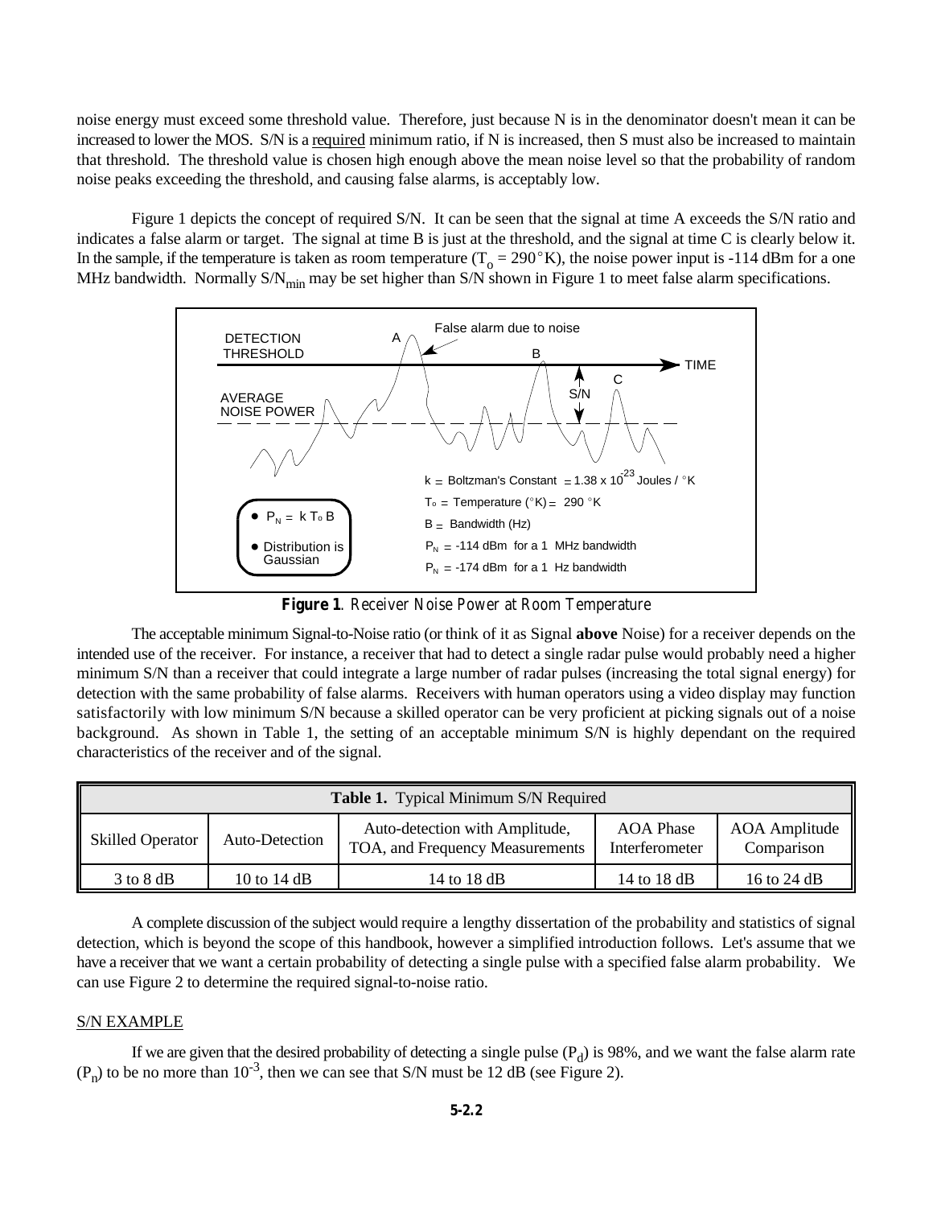noise energy must exceed some threshold value. Therefore, just because N is in the denominator doesn't mean it can be increased to lower the MOS. S/N is a required minimum ratio, if N is increased, then S must also be increased to maintain that threshold. The threshold value is chosen high enough above the mean noise level so that the probability of random noise peaks exceeding the threshold, and causing false alarms, is acceptably low.

Figure 1 depicts the concept of required S/N. It can be seen that the signal at time A exceeds the S/N ratio and indicates a false alarm or target. The signal at time B is just at the threshold, and the signal at time C is clearly below it. In the sample, if the temperature is taken as room temperature ($T_o = 290°K$), the noise power input is -114 dBm for a one MHz bandwidth. Normally $S/N_{min}$ may be set higher than S/N shown in Figure 1 to meet false alarm specifications.

**Figure 1**. *Receiver Noise Power at Room Temperature*

The acceptable minimum Signal-to-Noise ratio (or think of it as Signal **above** Noise) for a receiver depends on the intended use of the receiver. For instance, a receiver that had to detect a single radar pulse would probably need a higher minimum S/N than a receiver that could integrate a large number of radar pulses (increasing the total signal energy) for detection with the same probability of false alarms. Receivers with human operators using a video display may function satisfactorily with low minimum S/N because a skilled operator can be very proficient at picking signals out of a noise background. As shown in Table 1, the setting of an acceptable minimum S/N is highly dependant on the required characteristics of the receiver and of the signal.

**Table 1.** Typical Minimum S/N Required

| Skilled Operator | Auto-Detection | Auto-detection with Amplitude, TOA, and Frequency Measurements | AOA Phase Interferometer | AOA Amplitude Comparison |
|---|---|---|---|---|
| 3 to 8 dB | 10 to 14 dB | 14 to 18 dB | 14 to 18 dB | 16 to 24 dB |

A complete discussion of the subject would require a lengthy dissertation of the probability and statistics of signal detection, which is beyond the scope of this handbook, however a simplified introduction follows. Let's assume that we have a receiver that we want a certain probability of detecting a single pulse with a specified false alarm probability. We can use Figure 2 to determine the required signal-to-noise ratio.

## S/N EXAMPLE

If we are given that the desired probability of detecting a single pulse ($P_d$) is 98%, and we want the false alarm rate ($P_n$) to be no more than $10^{-3}$, then we can see that S/N must be 12 dB (see Figure 2).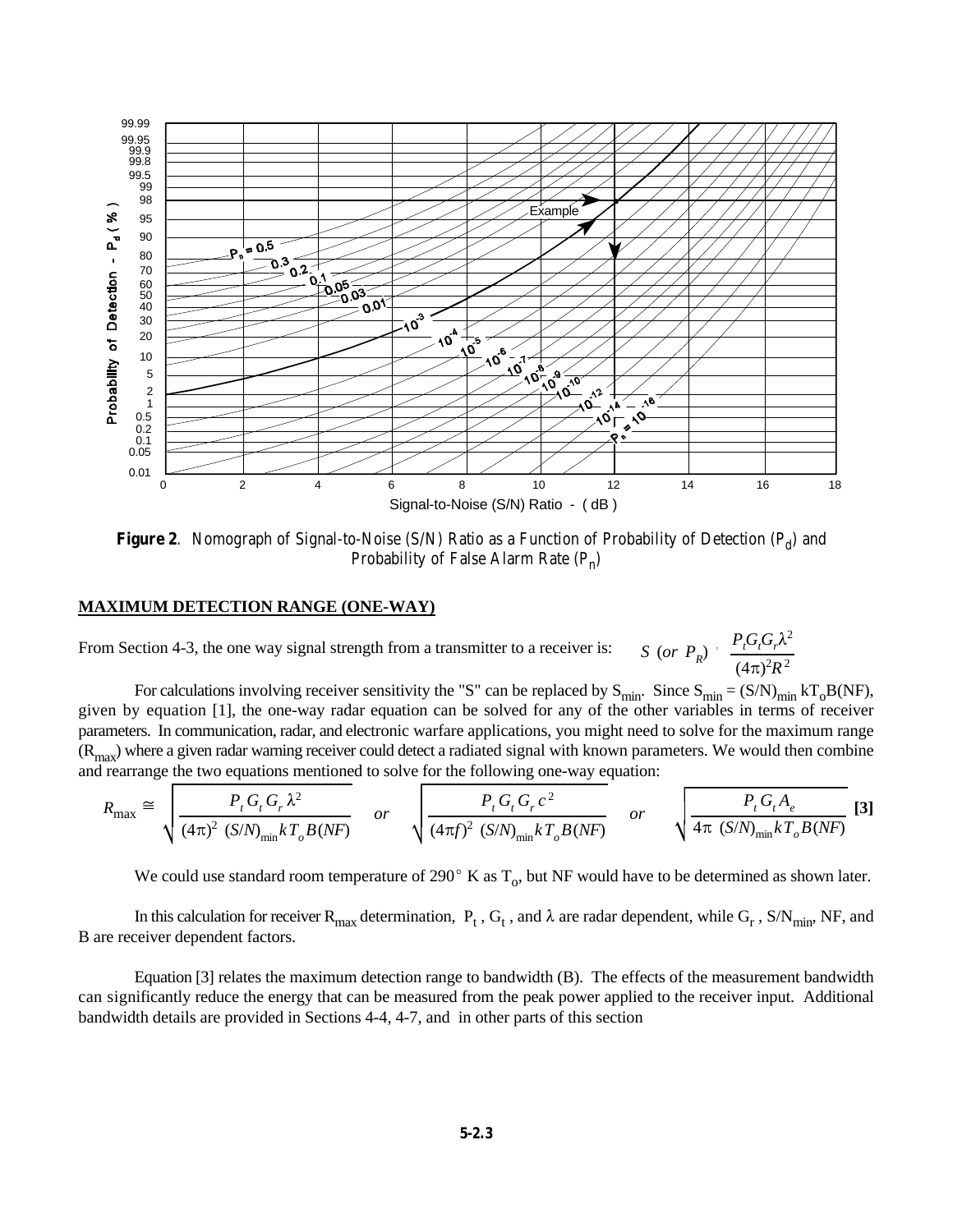**Figure 2**. Nomograph of Signal-to-Noise (S/N) Ratio as a Function of Probability of Detection ($P_d$) and Probability of False Alarm Rate ($P_n$)

## MAXIMUM DETECTION RANGE (ONE-WAY)

From Section 4-3, the one way signal strength from a transmitter to a receiver is: $S\ (or\ P_R) \approx \frac{P_t G_t G_r \lambda^2}{(4\pi)^2 R^2}$

For calculations involving receiver sensitivity the "S" can be replaced by $S_{min}$. Since $S_{min} = (S/N)_{min}\, kT_oB(NF)$, given by equation [1], the one-way radar equation can be solved for any of the other variables in terms of receiver parameters. In communication, radar, and electronic warfare applications, you might need to solve for the maximum range ($R_{max}$) where a given radar warning receiver could detect a radiated signal with known parameters. We would then combine and rearrange the two equations mentioned to solve for the following one-way equation:

$$R_{max} \cong \sqrt{\frac{P_t G_t G_r \lambda^2}{(4\pi)^2\ (S/N)_{min} k T_o B(NF)}} \quad or \quad \sqrt{\frac{P_t G_t G_r c^2}{(4\pi f)^2\ (S/N)_{min} k T_o B(NF)}} \quad or \quad \sqrt{\frac{P_t G_t A_e}{4\pi\ (S/N)_{min} k T_o B(NF)}} \quad \textbf{[3]}$$

We could use standard room temperature of 290° K as $T_o$, but NF would have to be determined as shown later.

In this calculation for receiver $R_{max}$ determination, $P_t$, $G_t$, and $\lambda$ are radar dependent, while $G_r$, $S/N_{min}$, NF, and B are receiver dependent factors.

Equation [3] relates the maximum detection range to bandwidth (B). The effects of the measurement bandwidth can significantly reduce the energy that can be measured from the peak power applied to the receiver input. Additional bandwidth details are provided in Sections 4-4, 4-7, and in other parts of this section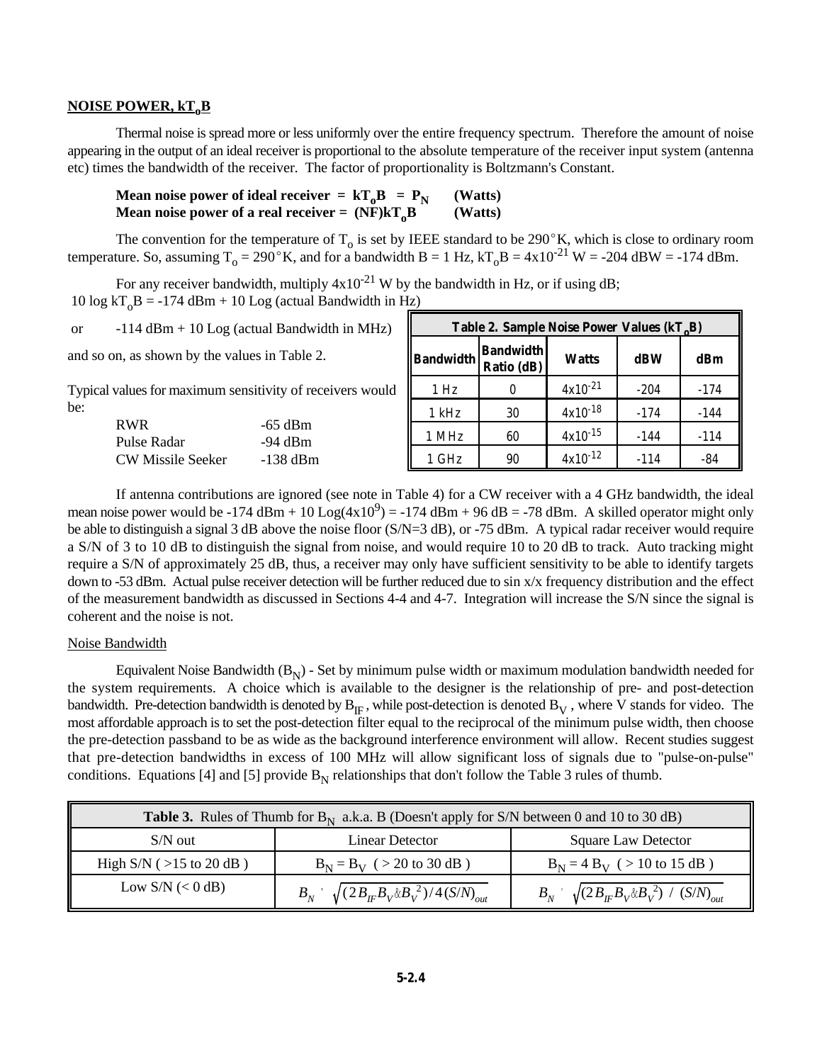## NOISE POWER, $kT_oB$

Thermal noise is spread more or less uniformly over the entire frequency spectrum. Therefore the amount of noise appearing in the output of an ideal receiver is proportional to the absolute temperature of the receiver input system (antenna etc) times the bandwidth of the receiver. The factor of proportionality is Boltzmann's Constant.

**Mean noise power of ideal receiver = $kT_oB = P_N$ (Watts)**
**Mean noise power of a real receiver = $(NF)kT_oB$ (Watts)**

The convention for the temperature of $T_o$ is set by IEEE standard to be 290°K, which is close to ordinary room temperature. So, assuming $T_o$ = 290°K, and for a bandwidth B = 1 Hz, $kT_oB = 4x10^{-21}$ W = -204 dBW = -174 dBm.

For any receiver bandwidth, multiply $4x10^{-21}$ W by the bandwidth in Hz, or if using dB;
10 log $kT_oB$ = -174 dBm + 10 Log (actual Bandwidth in Hz)

or -114 dBm + 10 Log (actual Bandwidth in MHz)

and so on, as shown by the values in Table 2.

| Table 2. Sample Noise Power Values ($kT_oB$) | | | | |
|---|---|---|---|---|
| Bandwidth | Bandwidth Ratio (dB) | Watts | dBW | dBm |
| 1 Hz | 0 | $4x10^{-21}$ | -204 | -174 |
| 1 kHz | 30 | $4x10^{-18}$ | -174 | -144 |
| 1 MHz | 60 | $4x10^{-15}$ | -144 | -114 |
| 1 GHz | 90 | $4x10^{-12}$ | -114 | -84 |

Typical values for maximum sensitivity of receivers would be:

| | |
|---|---|
| RWR | -65 dBm |
| Pulse Radar | -94 dBm |
| CW Missile Seeker | -138 dBm |

If antenna contributions are ignored (see note in Table 4) for a CW receiver with a 4 GHz bandwidth, the ideal mean noise power would be -174 dBm + 10 Log($4x10^9$) = -174 dBm + 96 dB = -78 dBm. A skilled operator might only be able to distinguish a signal 3 dB above the noise floor (S/N=3 dB), or -75 dBm. A typical radar receiver would require a S/N of 3 to 10 dB to distinguish the signal from noise, and would require 10 to 20 dB to track. Auto tracking might require a S/N of approximately 25 dB, thus, a receiver may only have sufficient sensitivity to be able to identify targets down to -53 dBm. Actual pulse receiver detection will be further reduced due to sin x/x frequency distribution and the effect of the measurement bandwidth as discussed in Sections 4-4 and 4-7. Integration will increase the S/N since the signal is coherent and the noise is not.

### Noise Bandwidth

Equivalent Noise Bandwidth ($B_N$) - Set by minimum pulse width or maximum modulation bandwidth needed for the system requirements. A choice which is available to the designer is the relationship of pre- and post-detection bandwidth. Pre-detection bandwidth is denoted by $B_{IF}$, while post-detection is denoted $B_V$, where V stands for video. The most affordable approach is to set the post-detection filter equal to the reciprocal of the minimum pulse width, then choose the pre-detection passband to be as wide as the background interference environment will allow. Recent studies suggest that pre-detection bandwidths in excess of 100 MHz will allow significant loss of signals due to "pulse-on-pulse" conditions. Equations [4] and [5] provide $B_N$ relationships that don't follow the Table 3 rules of thumb.

| **Table 3.** Rules of Thumb for $B_N$ a.k.a. B (Doesn't apply for S/N between 0 and 10 to 30 dB) | | |
|---|---|---|
| S/N out | Linear Detector | Square Law Detector |
| High S/N ( >15 to 20 dB ) | $B_N = B_V$ ( > 20 to 30 dB ) | $B_N = 4 B_V$ ( > 10 to 15 dB ) |
| Low S/N (< 0 dB) | $B_N = \sqrt{(2B_{IF}B_V - B_V^2)/4(S/N)_{out}}$ | $B_N = \sqrt{(2B_{IF}B_V - B_V^2) / (S/N)_{out}}$ |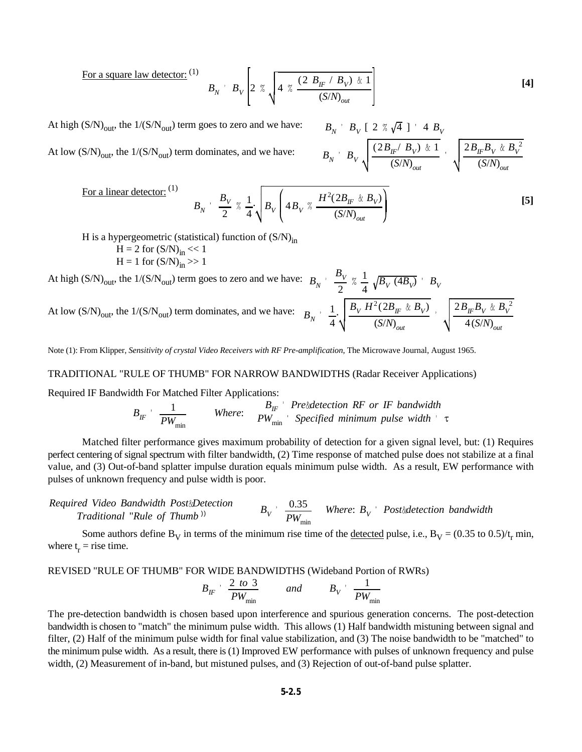For a square law detector: [(1)]

$$B_N = B_V \left[ 2 + \sqrt{4 + \frac{(2\ B_{IF} / B_V) - 1}{(S/N)_{out}}} \right] \qquad \textbf{[4]}$$

At high $(S/N)_{out}$, the $1/(S/N_{out})$ term goes to zero and we have: $B_N = B_V\ [\ 2 + \sqrt{4}\ ] = 4\ B_V$

At low $(S/N)_{out}$, the $1/(S/N_{out})$ term dominates, and we have: $B_N = B_V \sqrt{\frac{(2B_{IF}/\ B_V) - 1}{(S/N)_{out}}} = \sqrt{\frac{2B_{IF}B_V - B_V^{\ 2}}{(S/N)_{out}}}$

For a linear detector: [(1)]

$$B_N = \frac{B_V}{2} + \frac{1}{4}\sqrt{B_V \left( 4B_V + \frac{H^2(2B_{IF} - B_V)}{(S/N)_{out}} \right)} \qquad \textbf{[5]}$$

H is a hypergeometric (statistical) function of $(S/N)_{in}$

$H = 2$ for $(S/N)_{in} << 1$

$H = 1$ for $(S/N)_{in} >> 1$

At high $(S/N)_{out}$, the $1/(S/N_{out})$ term goes to zero and we have: $B_N = \frac{B_V}{2} + \frac{1}{4}\ \sqrt{B_V\ (4B_V)} = B_V$

At low $(S/N)_{out}$, the $1/(S/N_{out})$ term dominates, and we have: $B_N = \frac{1}{4}\sqrt{\frac{B_V\ H^2(2B_{IF} - B_V)}{(S/N)_{out}}} = \sqrt{\frac{2B_{IF}B_V - B_V^{\ 2}}{4(S/N)_{out}}}$

Note (1): From Klipper, *Sensitivity of crystal Video Receivers with RF Pre-amplification*, The Microwave Journal, August 1965.

TRADITIONAL "RULE OF THUMB" FOR NARROW BANDWIDTHS (Radar Receiver Applications)

Required IF Bandwidth For Matched Filter Applications:

$$B_{IF} = \frac{1}{PW_{min}} \qquad \textit{Where:} \quad B_{IF} = \textit{Pre-detection RF or IF bandwidth}, \quad PW_{min} = \textit{Specified minimum pulse width} = \tau$$

Matched filter performance gives maximum probability of detection for a given signal level, but: (1) Requires perfect centering of signal spectrum with filter bandwidth, (2) Time response of matched pulse does not stabilize at a final value, and (3) Out-of-band splatter impulse duration equals minimum pulse width. As a result, EW performance with pulses of unknown frequency and pulse width is poor.

*Required Video Bandwidth Post-Detection Traditional "Rule of Thumb"*

$$B_V = \frac{0.35}{PW_{min}} \qquad \textit{Where: } B_V = \textit{Post-detection bandwidth}$$

Some authors define $B_V$ in terms of the minimum rise time of the detected pulse, i.e., $B_V = (0.35 \text{ to } 0.5)/t_r$ min, where $t_r$ = rise time.

REVISED "RULE OF THUMB" FOR WIDE BANDWIDTHS (Wideband Portion of RWRs)

$$B_{IF} = \frac{2\ \textit{to}\ 3}{PW_{min}} \qquad \textit{and} \qquad B_V = \frac{1}{PW_{min}}$$

The pre-detection bandwidth is chosen based upon interference and spurious generation concerns. The post-detection bandwidth is chosen to "match" the minimum pulse width. This allows (1) Half bandwidth mistuning between signal and filter, (2) Half of the minimum pulse width for final value stabilization, and (3) The noise bandwidth to be "matched" to the minimum pulse width. As a result, there is (1) Improved EW performance with pulses of unknown frequency and pulse width, (2) Measurement of in-band, but mistuned pulses, and (3) Rejection of out-of-band pulse splatter.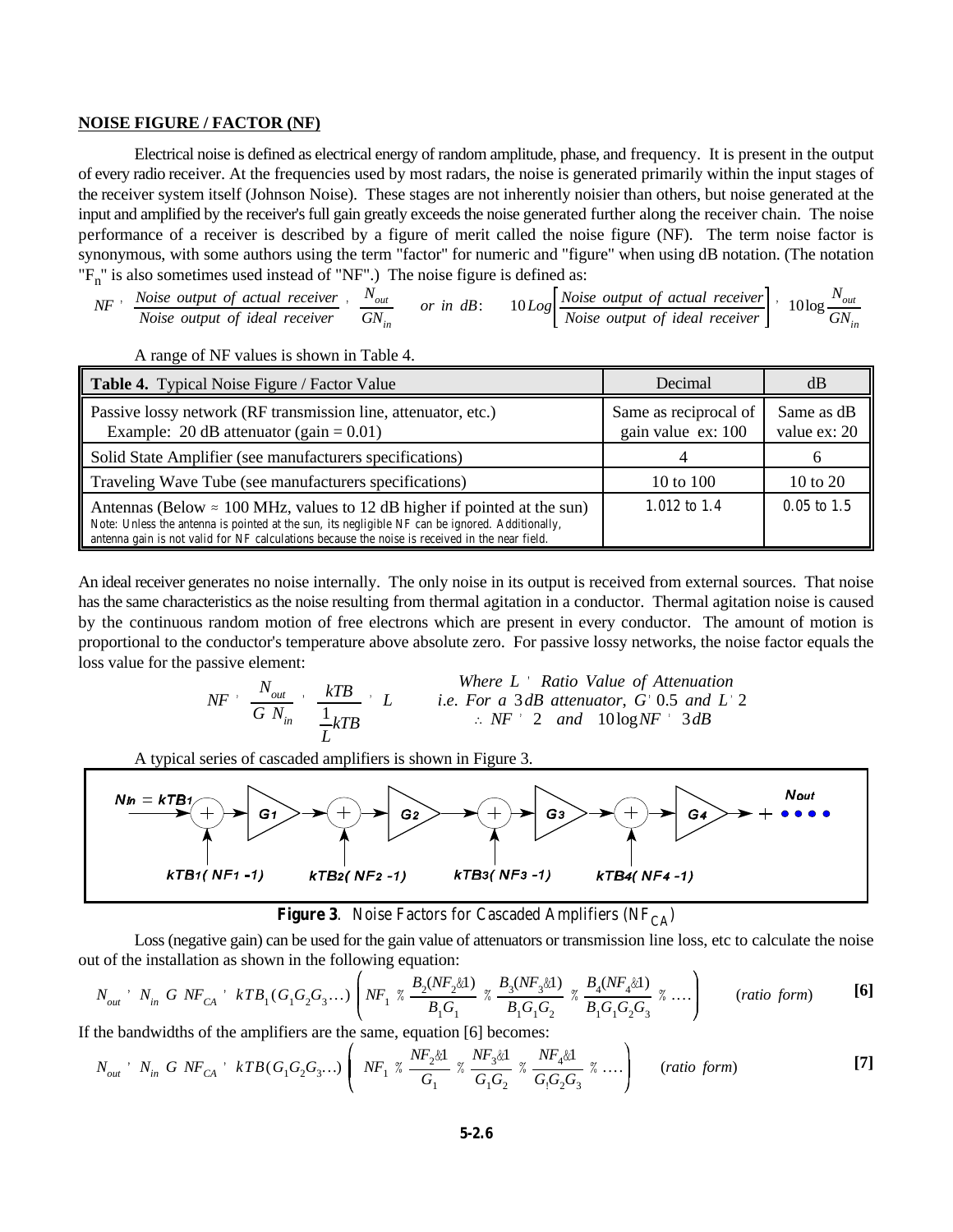**NOISE FIGURE / FACTOR (NF)**

Electrical noise is defined as electrical energy of random amplitude, phase, and frequency. It is present in the output of every radio receiver. At the frequencies used by most radars, the noise is generated primarily within the input stages of the receiver system itself (Johnson Noise). These stages are not inherently noisier than others, but noise generated at the input and amplified by the receiver's full gain greatly exceeds the noise generated further along the receiver chain. The noise performance of a receiver is described by a figure of merit called the noise figure (NF). The term noise factor is synonymous, with some authors using the term "factor" for numeric and "figure" when using dB notation. (The notation "$F_n$" is also sometimes used instead of "NF".) The noise figure is defined as:

$$NF = \frac{\text{Noise output of actual receiver}}{\text{Noise output of ideal receiver}} = \frac{N_{out}}{GN_{in}} \quad \text{or in dB:} \quad 10\,Log\left[\frac{\text{Noise output of actual receiver}}{\text{Noise output of ideal receiver}}\right] = 10\log\frac{N_{out}}{GN_{in}}$$

A range of NF values is shown in Table 4.

| Table 4. Typical Noise Figure / Factor Value | Decimal | dB |
|---|---|---|
| Passive lossy network (RF transmission line, attenuator, etc.)<br>Example: 20 dB attenuator (gain = 0.01) | Same as reciprocal of gain value ex: 100 | Same as dB value ex: 20 |
| Solid State Amplifier (see manufacturers specifications) | 4 | 6 |
| Traveling Wave Tube (see manufacturers specifications) | 10 to 100 | 10 to 20 |
| Antennas (Below ≈ 100 MHz, values to 12 dB higher if pointed at the sun)<br>Note: Unless the antenna is pointed at the sun, its negligible NF can be ignored. Additionally, antenna gain is not valid for NF calculations because the noise is received in the near field. | 1.012 to 1.4 | 0.05 to 1.5 |

An ideal receiver generates no noise internally. The only noise in its output is received from external sources. That noise has the same characteristics as the noise resulting from thermal agitation in a conductor. Thermal agitation noise is caused by the continuous random motion of free electrons which are present in every conductor. The amount of motion is proportional to the conductor's temperature above absolute zero. For passive lossy networks, the noise factor equals the loss value for the passive element:

$$NF = \frac{N_{out}}{G\,N_{in}} = \frac{kTB}{\frac{1}{L}kTB} = L$$

Where $L$ = Ratio Value of Attenuation
i.e. For a 3dB attenuator, $G = 0.5$ and $L = 2$
$\therefore NF = 2$ and $10\log NF = 3dB$

A typical series of cascaded amplifiers is shown in Figure 3.

$N_{in} = kTB_1$ → (+) → $G_1$ → (+) → $G_2$ → (+) → $G_3$ → (+) → $G_4$ → + • • • • $N_{out}$

Added noise inputs: $kTB_1(NF_1 - 1)$, $kTB_2(NF_2 - 1)$, $kTB_3(NF_3 - 1)$, $kTB_4(NF_4 - 1)$

**Figure 3**. Noise Factors for Cascaded Amplifiers ($NF_{CA}$)

Loss (negative gain) can be used for the gain value of attenuators or transmission line loss, etc to calculate the noise out of the installation as shown in the following equation:

$$N_{out} = N_{in}\,G\,NF_{CA} = kTB_1(G_1G_2G_3\ldots)\left(NF_1 + \frac{B_2(NF_2-1)}{B_1G_1} + \frac{B_3(NF_3-1)}{B_1G_1G_2} + \frac{B_4(NF_4-1)}{B_1G_1G_2G_3} + \ldots\right) \quad (\text{ratio form}) \qquad \textbf{[6]}$$

If the bandwidths of the amplifiers are the same, equation [6] becomes:

$$N_{out} = N_{in}\,G\,NF_{CA} = kTB(G_1G_2G_3\ldots)\left(NF_1 + \frac{NF_2-1}{G_1} + \frac{NF_3-1}{G_1G_2} + \frac{NF_4-1}{G_1G_2G_3} + \ldots\right) \quad (\text{ratio form}) \qquad \textbf{[7]}$$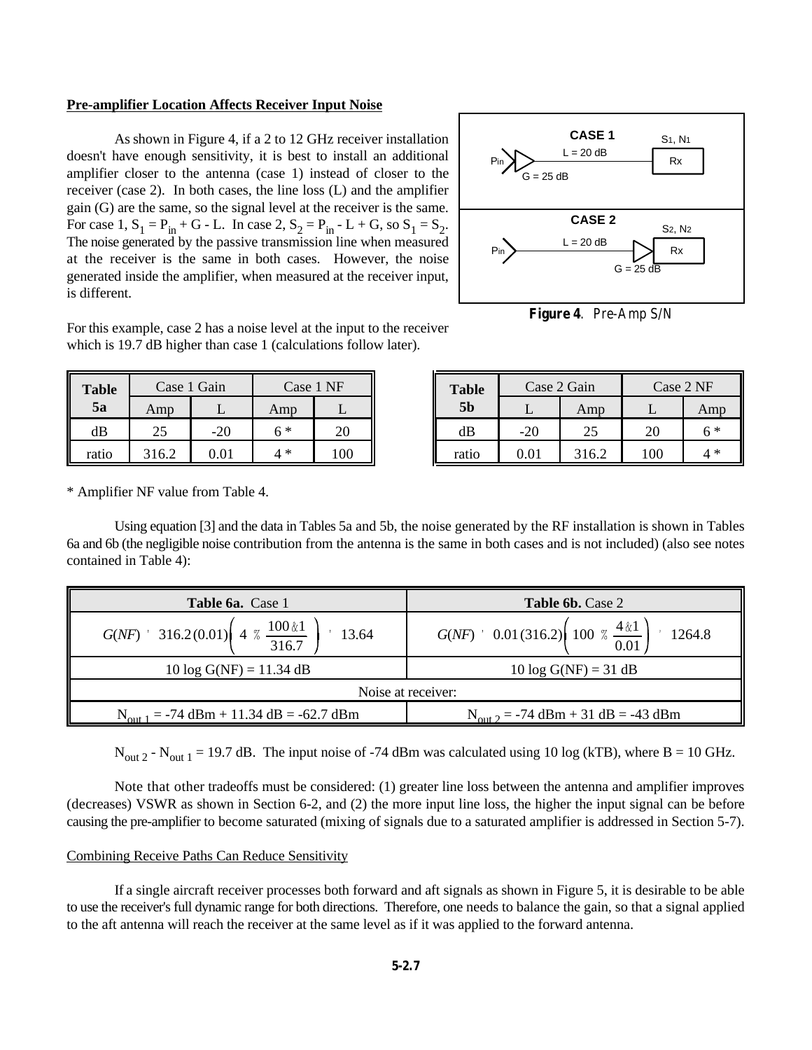**Pre-amplifier Location Affects Receiver Input Noise**

As shown in Figure 4, if a 2 to 12 GHz receiver installation doesn't have enough sensitivity, it is best to install an additional amplifier closer to the antenna (case 1) instead of closer to the receiver (case 2). In both cases, the line loss (L) and the amplifier gain (G) are the same, so the signal level at the receiver is the same. For case 1, $S_1 = P_{in} + G - L$. In case 2, $S_2 = P_{in} - L + G$, so $S_1 = S_2$. The noise generated by the passive transmission line when measured at the receiver is the same in both cases. However, the noise generated inside the amplifier, when measured at the receiver input, is different.

CASE 1: $P_{in}$ → G = 25 dB → L = 20 dB → Rx ($S_1$, $N_1$)

CASE 2: $P_{in}$ → L = 20 dB → G = 25 dB → Rx ($S_2$, $N_2$)

**Figure 4**. Pre-Amp S/N

For this example, case 2 has a noise level at the input to the receiver which is 19.7 dB higher than case 1 (calculations follow later).

| **Table 5a** | Case 1 Gain | | Case 1 NF | |
|---|---|---|---|---|
| | Amp | L | Amp | L |
| dB | 25 | -20 | 6 * | 20 |
| ratio | 316.2 | 0.01 | 4 * | 100 |

| **Table 5b** | Case 2 Gain | | Case 2 NF | |
|---|---|---|---|---|
| | L | Amp | L | Amp |
| dB | -20 | 25 | 20 | 6 * |
| ratio | 0.01 | 316.2 | 100 | 4 * |

\* Amplifier NF value from Table 4.

Using equation [3] and the data in Tables 5a and 5b, the noise generated by the RF installation is shown in Tables 6a and 6b (the negligible noise contribution from the antenna is the same in both cases and is not included) (also see notes contained in Table 4):

| **Table 6a.** Case 1 | **Table 6b.** Case 2 |
|---|---|
| $G(NF) = 316.2(0.01)\left(4 + \dfrac{100-1}{316.7}\right) = 13.64$ | $G(NF) = 0.01(316.2)\left(100 + \dfrac{4-1}{0.01}\right) = 1264.8$ |
| 10 log G(NF) = 11.34 dB | 10 log G(NF) = 31 dB |
| Noise at receiver: | |
| $N_{out\,1}$ = -74 dBm + 11.34 dB = -62.7 dBm | $N_{out\,2}$ = -74 dBm + 31 dB = -43 dBm |

$N_{out\,2} - N_{out\,1}$ = 19.7 dB. The input noise of -74 dBm was calculated using 10 log (kTB), where B = 10 GHz.

Note that other tradeoffs must be considered: (1) greater line loss between the antenna and amplifier improves (decreases) VSWR as shown in Section 6-2, and (2) the more input line loss, the higher the input signal can be before causing the pre-amplifier to become saturated (mixing of signals due to a saturated amplifier is addressed in Section 5-7).

Combining Receive Paths Can Reduce Sensitivity

If a single aircraft receiver processes both forward and aft signals as shown in Figure 5, it is desirable to be able to use the receiver's full dynamic range for both directions. Therefore, one needs to balance the gain, so that a signal applied to the aft antenna will reach the receiver at the same level as if it was applied to the forward antenna.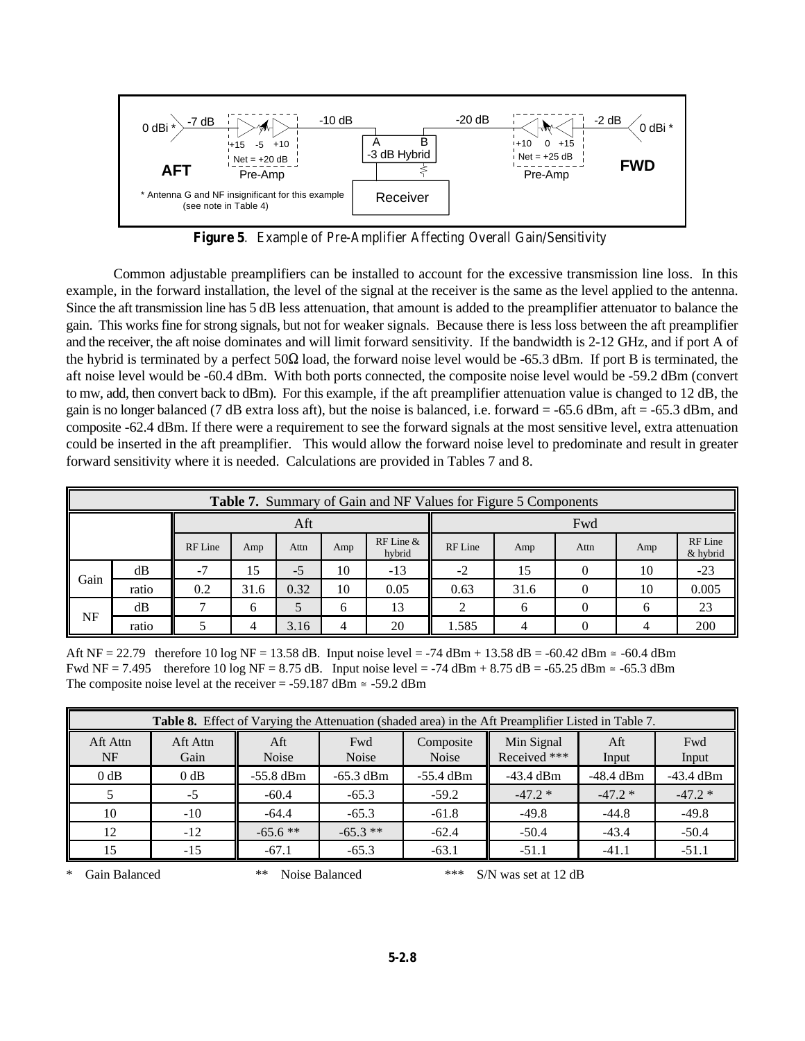0 dBi * -7 dB +15 -5 +10 Net = +20 dB Pre-Amp AFT -10 dB A B -3 dB Hybrid Receiver -20 dB +10 0 +15 Net = +25 dB Pre-Amp -2 dB 0 dBi * FWD

* Antenna G and NF insignificant for this example (see note in Table 4)

**Figure 5**. Example of Pre-Amplifier Affecting Overall Gain/Sensitivity

Common adjustable preamplifiers can be installed to account for the excessive transmission line loss. In this example, in the forward installation, the level of the signal at the receiver is the same as the level applied to the antenna. Since the aft transmission line has 5 dB less attenuation, that amount is added to the preamplifier attenuator to balance the gain. This works fine for strong signals, but not for weaker signals. Because there is less loss between the aft preamplifier and the receiver, the aft noise dominates and will limit forward sensitivity. If the bandwidth is 2-12 GHz, and if port A of the hybrid is terminated by a perfect 50Ω load, the forward noise level would be -65.3 dBm. If port B is terminated, the aft noise level would be -60.4 dBm. With both ports connected, the composite noise level would be -59.2 dBm (convert to mw, add, then convert back to dBm). For this example, if the aft preamplifier attenuation value is changed to 12 dB, the gain is no longer balanced (7 dB extra loss aft), but the noise is balanced, i.e. forward = -65.6 dBm, aft = -65.3 dBm, and composite -62.4 dBm. If there were a requirement to see the forward signals at the most sensitive level, extra attenuation could be inserted in the aft preamplifier. This would allow the forward noise level to predominate and result in greater forward sensitivity where it is needed. Calculations are provided in Tables 7 and 8.

**Table 7.** Summary of Gain and NF Values for Figure 5 Components

| | | Aft | | | | | Fwd | | | | |
|---|---|---|---|---|---|---|---|---|---|---|---|
| | | RF Line | Amp | Attn | Amp | RF Line & hybrid | RF Line | Amp | Attn | Amp | RF Line & hybrid |
| Gain | dB | -7 | 15 | -5 | 10 | -13 | -2 | 15 | 0 | 10 | -23 |
| | ratio | 0.2 | 31.6 | 0.32 | 10 | 0.05 | 0.63 | 31.6 | 0 | 10 | 0.005 |
| NF | dB | 7 | 6 | 5 | 6 | 13 | 2 | 6 | 0 | 6 | 23 |
| | ratio | 5 | 4 | 3.16 | 4 | 20 | 1.585 | 4 | 0 | 4 | 200 |

Aft NF = 22.79 therefore 10 log NF = 13.58 dB. Input noise level = -74 dBm + 13.58 dB = -60.42 dBm ≅ -60.4 dBm
Fwd NF = 7.495 therefore 10 log NF = 8.75 dB. Input noise level = -74 dBm + 8.75 dB = -65.25 dBm ≅ -65.3 dBm
The composite noise level at the receiver = -59.187 dBm ≅ -59.2 dBm

**Table 8.** Effect of Varying the Attenuation (shaded area) in the Aft Preamplifier Listed in Table 7.

| Aft Attn NF | Aft Attn Gain | Aft Noise | Fwd Noise | Composite Noise | Min Signal Received *** | Aft Input | Fwd Input |
|---|---|---|---|---|---|---|---|
| 0 dB | 0 dB | -55.8 dBm | -65.3 dBm | -55.4 dBm | -43.4 dBm | -48.4 dBm | -43.4 dBm |
| 5 | -5 | -60.4 | -65.3 | -59.2 | -47.2 * | -47.2 * | -47.2 * |
| 10 | -10 | -64.4 | -65.3 | -61.8 | -49.8 | -44.8 | -49.8 |
| 12 | -12 | -65.6 ** | -65.3 ** | -62.4 | -50.4 | -43.4 | -50.4 |
| 15 | -15 | -67.1 | -65.3 | -63.1 | -51.1 | -41.1 | -51.1 |

\* Gain Balanced ** Noise Balanced *** S/N was set at 12 dB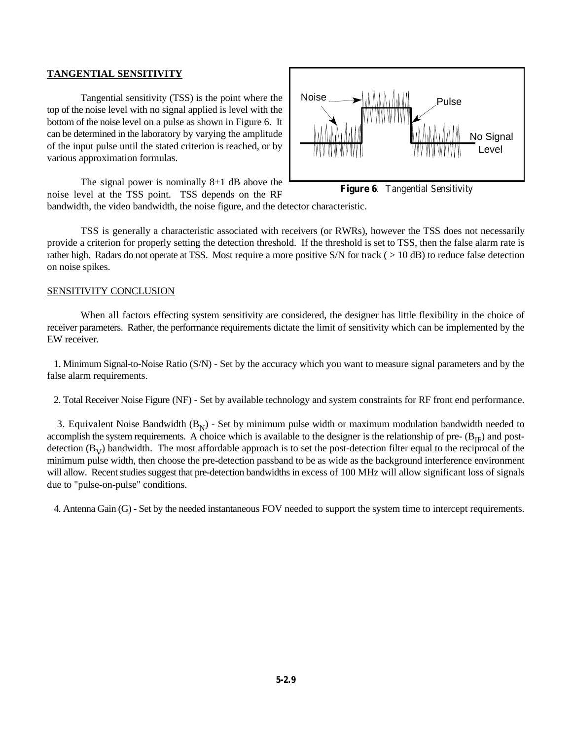**TANGENTIAL SENSITIVITY**

Tangential sensitivity (TSS) is the point where the top of the noise level with no signal applied is level with the bottom of the noise level on a pulse as shown in Figure 6. It can be determined in the laboratory by varying the amplitude of the input pulse until the stated criterion is reached, or by various approximation formulas.

Noise
Pulse
No Signal Level

**Figure 6**. Tangential Sensitivity

The signal power is nominally 8±1 dB above the noise level at the TSS point. TSS depends on the RF bandwidth, the video bandwidth, the noise figure, and the detector characteristic.

TSS is generally a characteristic associated with receivers (or RWRs), however the TSS does not necessarily provide a criterion for properly setting the detection threshold. If the threshold is set to TSS, then the false alarm rate is rather high. Radars do not operate at TSS. Most require a more positive S/N for track ( > 10 dB) to reduce false detection on noise spikes.

SENSITIVITY CONCLUSION

When all factors effecting system sensitivity are considered, the designer has little flexibility in the choice of receiver parameters. Rather, the performance requirements dictate the limit of sensitivity which can be implemented by the EW receiver.

1. Minimum Signal-to-Noise Ratio (S/N) - Set by the accuracy which you want to measure signal parameters and by the false alarm requirements.

2. Total Receiver Noise Figure (NF) - Set by available technology and system constraints for RF front end performance.

3. Equivalent Noise Bandwidth ($B_N$) - Set by minimum pulse width or maximum modulation bandwidth needed to accomplish the system requirements. A choice which is available to the designer is the relationship of pre- ($B_{IF}$) and post-detection ($B_V$) bandwidth. The most affordable approach is to set the post-detection filter equal to the reciprocal of the minimum pulse width, then choose the pre-detection passband to be as wide as the background interference environment will allow. Recent studies suggest that pre-detection bandwidths in excess of 100 MHz will allow significant loss of signals due to "pulse-on-pulse" conditions.

4. Antenna Gain (G) - Set by the needed instantaneous FOV needed to support the system time to intercept requirements.